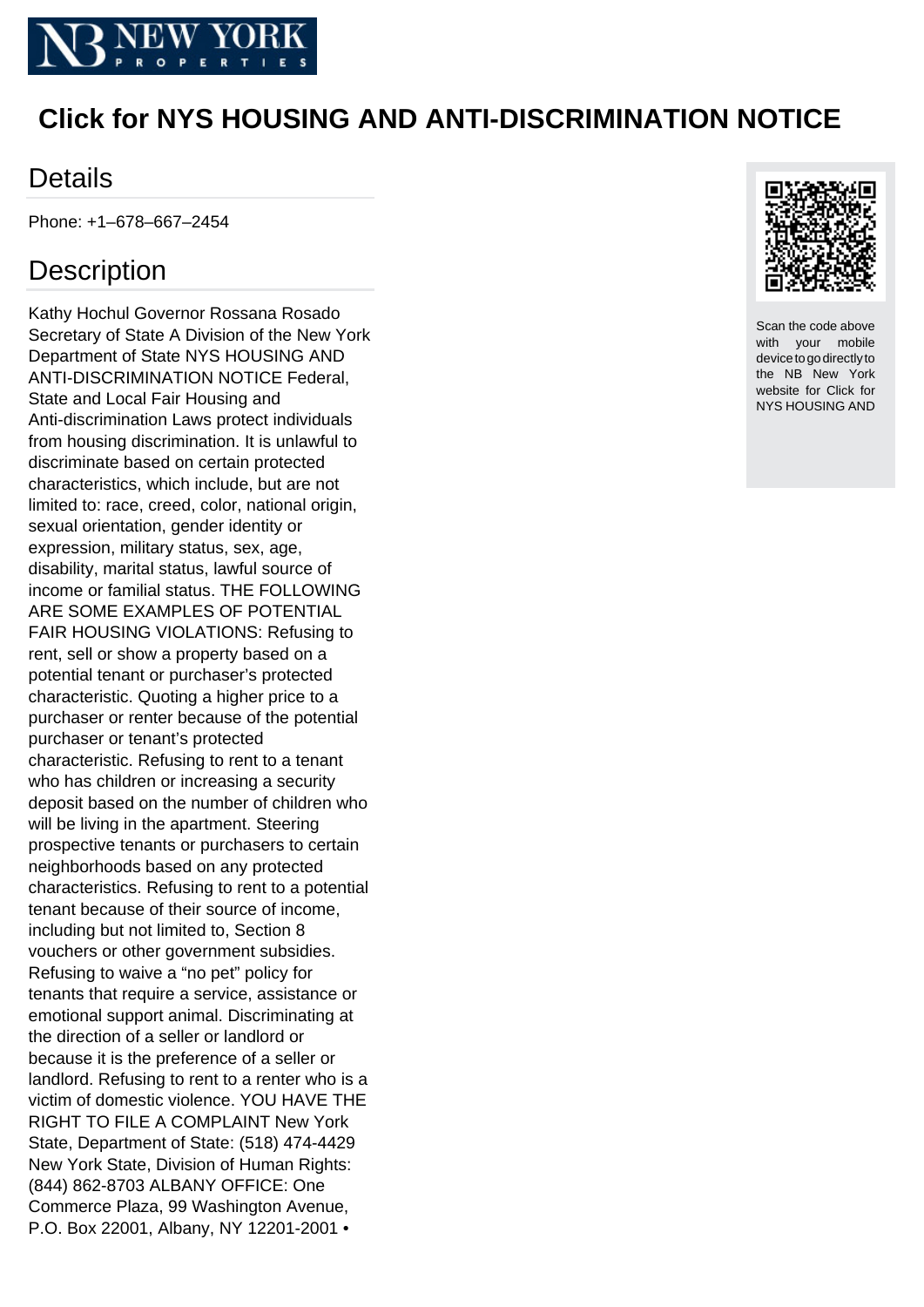# Click for NYS HOUSING AND ANTI-DISCRIMINATION NOTICE

## Details

Phone: +1–678–667–2454

## Description

Kathy Hochul Governor Rossana Rosado Secretary of State A Division of the New York Department of State NYS HOUSING AND ANTI-DISCRIMINATION NOTICE Federal, State and Local Fair Housing and Anti-discrimination Laws protect individuals from housing discrimination. It is unlawful to discriminate based on certain protected characteristics, which include, but are not limited to: race, creed, color, national origin, sexual orientation, gender identity or expression, military status, sex, age, disability, marital status, lawful source of income or familial status. THE FOLLOWING ARE SOME EXAMPLES OF POTENTIAL FAIR HOUSING VIOLATIONS: Refusing to rent, sell or show a property based on a potential tenant or purchaser's protected characteristic. Quoting a higher price to a purchaser or renter because of the potential purchaser or tenant's protected characteristic. Refusing to rent to a tenant who has children or increasing a security deposit based on the number of children who will be living in the apartment. Steering prospective tenants or purchasers to certain neighborhoods based on any protected characteristics. Refusing to rent to a potential tenant because of their source of income, including but not limited to, Section 8 vouchers or other government subsidies. Refusing to waive a "no pet" policy for tenants that require a service, assistance or emotional support animal. Discriminating at the direction of a seller or landlord or because it is the preference of a seller or landlord. Refusing to rent to a renter who is a victim of domestic violence. YOU HAVE THE RIGHT TO FILE A COMPLAINT New York State, Department of State: (518) 474-4429 New York State, Division of Human Rights: (844) 862-8703 ALBANY OFFICE: One Commerce Plaza, 99 Washington Avenue, P.O. Box 22001, Albany, NY 12201-2001 •

Scan the code above with your mobile device to go directly to the NB New York website for Click for NYS HOUSING AND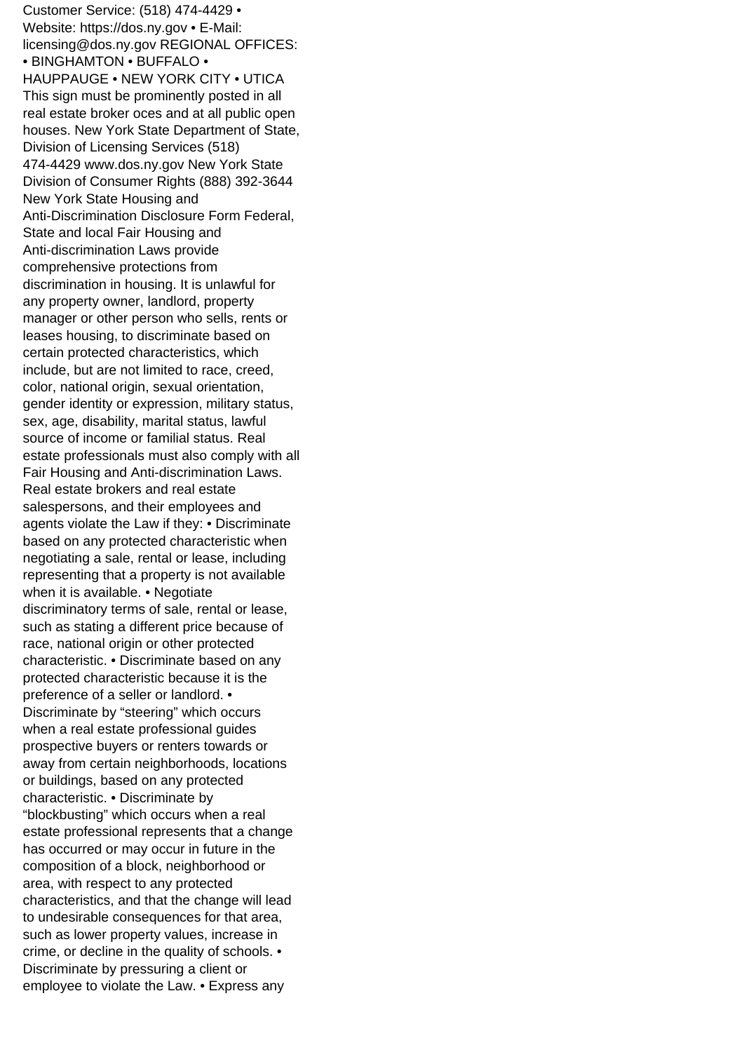Customer Service: (518) 474-4429 • Website: https://dos.ny.gov • E-Mail: licensing@dos.ny.gov REGIONAL OFFICES: • BINGHAMTON • BUFFALO • HAUPPAUGE • NEW YORK CITY • UTICA This sign must be prominently posted in all real estate broker oces and at all public open houses. New York State Department of State, Division of Licensing Services (518) 474-4429 www.dos.ny.gov New York State Division of Consumer Rights (888) 392-3644 New York State Housing and Anti-Discrimination Disclosure Form Federal, State and local Fair Housing and Anti-discrimination Laws provide comprehensive protections from discrimination in housing. It is unlawful for any property owner, landlord, property manager or other person who sells, rents or leases housing, to discriminate based on certain protected characteristics, which include, but are not limited to race, creed, color, national origin, sexual orientation, gender identity or expression, military status, sex, age, disability, marital status, lawful source of income or familial status. Real estate professionals must also comply with all Fair Housing and Anti-discrimination Laws. Real estate brokers and real estate salespersons, and their employees and agents violate the Law if they: • Discriminate based on any protected characteristic when negotiating a sale, rental or lease, including representing that a property is not available when it is available. • Negotiate discriminatory terms of sale, rental or lease, such as stating a different price because of race, national origin or other protected characteristic. • Discriminate based on any protected characteristic because it is the preference of a seller or landlord. • Discriminate by "steering" which occurs when a real estate professional guides prospective buyers or renters towards or away from certain neighborhoods, locations or buildings, based on any protected characteristic. • Discriminate by "blockbusting" which occurs when a real estate professional represents that a change has occurred or may occur in future in the composition of a block, neighborhood or area, with respect to any protected characteristics, and that the change will lead to undesirable consequences for that area, such as lower property values, increase in crime, or decline in the quality of schools. • Discriminate by pressuring a client or employee to violate the Law. • Express any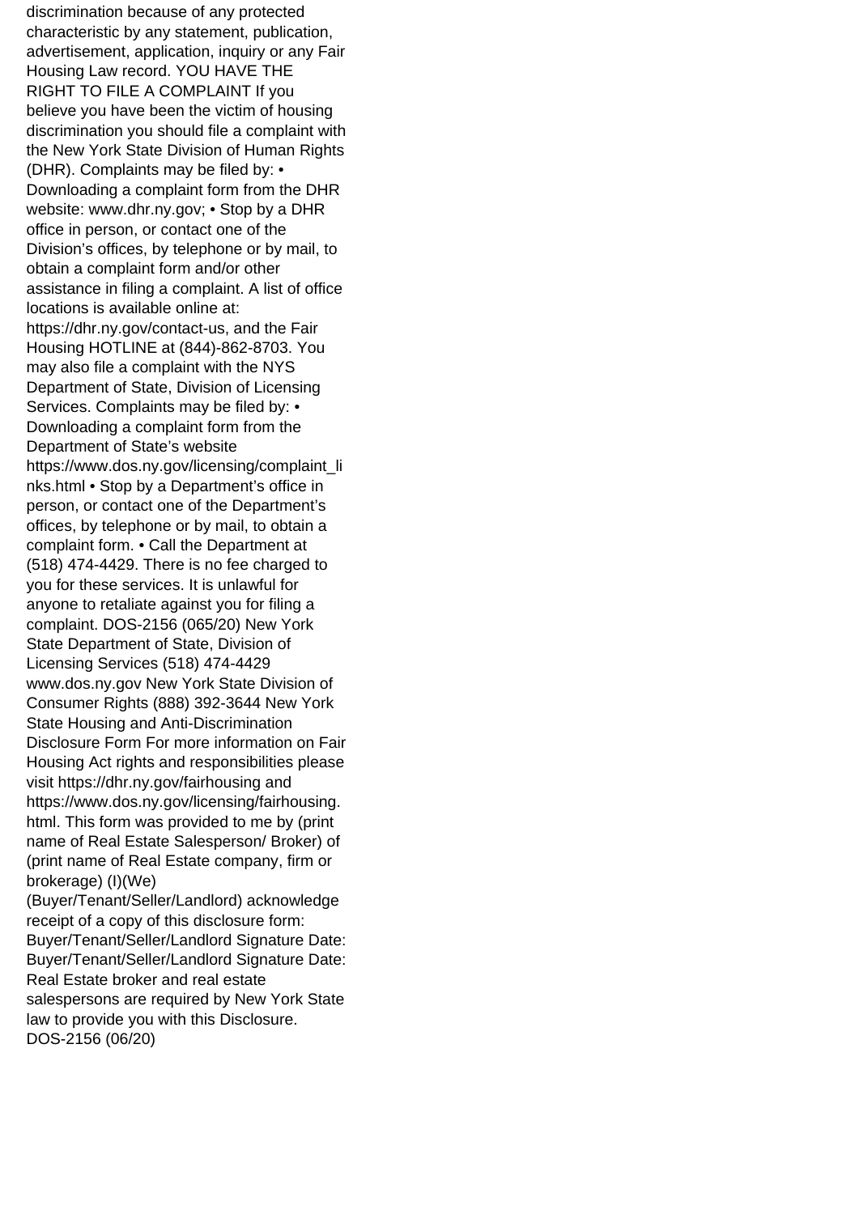discrimination because of any protected characteristic by any statement, publication, advertisement, application, inquiry or any Fair Housing Law record. YOU HAVE THE RIGHT TO FILE A COMPLAINT If you believe you have been the victim of housing discrimination you should file a complaint with the New York State Division of Human Rights (DHR). Complaints may be filed by: • Downloading a complaint form from the DHR website: www.dhr.ny.gov; • Stop by a DHR office in person, or contact one of the Division's offices, by telephone or by mail, to obtain a complaint form and/or other assistance in filing a complaint. A list of office locations is available online at: https://dhr.ny.gov/contact-us, and the Fair Housing HOTLINE at (844)-862-8703. You may also file a complaint with the NYS Department of State, Division of Licensing Services. Complaints may be filed by: • Downloading a complaint form from the Department of State's website https://www.dos.ny.gov/licensing/complaint_links.html • Stop by a Department's office in person, or contact one of the Department's offices, by telephone or by mail, to obtain a complaint form. • Call the Department at (518) 474-4429. There is no fee charged to you for these services. It is unlawful for anyone to retaliate against you for filing a complaint. DOS-2156 (065/20) New York State Department of State, Division of Licensing Services (518) 474-4429 www.dos.ny.gov New York State Division of Consumer Rights (888) 392-3644 New York State Housing and Anti-Discrimination Disclosure Form For more information on Fair Housing Act rights and responsibilities please visit https://dhr.ny.gov/fairhousing and https://www.dos.ny.gov/licensing/fairhousing.html. This form was provided to me by (print name of Real Estate Salesperson/ Broker) of (print name of Real Estate company, firm or brokerage) (I)(We) (Buyer/Tenant/Seller/Landlord) acknowledge receipt of a copy of this disclosure form: Buyer/Tenant/Seller/Landlord Signature Date: Buyer/Tenant/Seller/Landlord Signature Date: Real Estate broker and real estate salespersons are required by New York State law to provide you with this Disclosure. DOS-2156 (06/20)